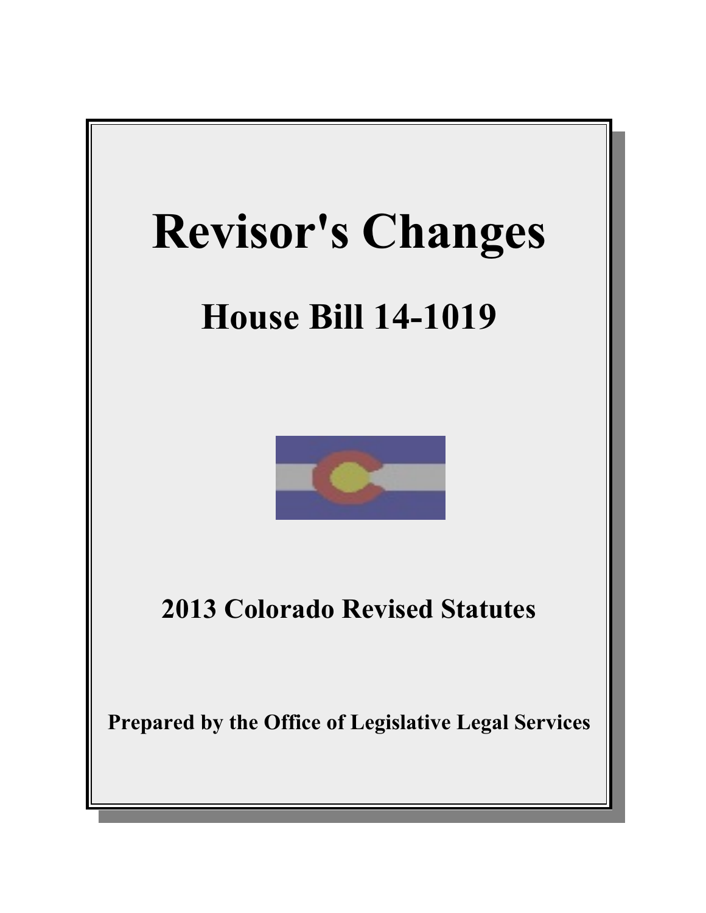# Revisor's Changes

## House Bill 14-1019

**2013 Colorado Revised Statutes**

**Prepared by the Office of Legislative Legal Services**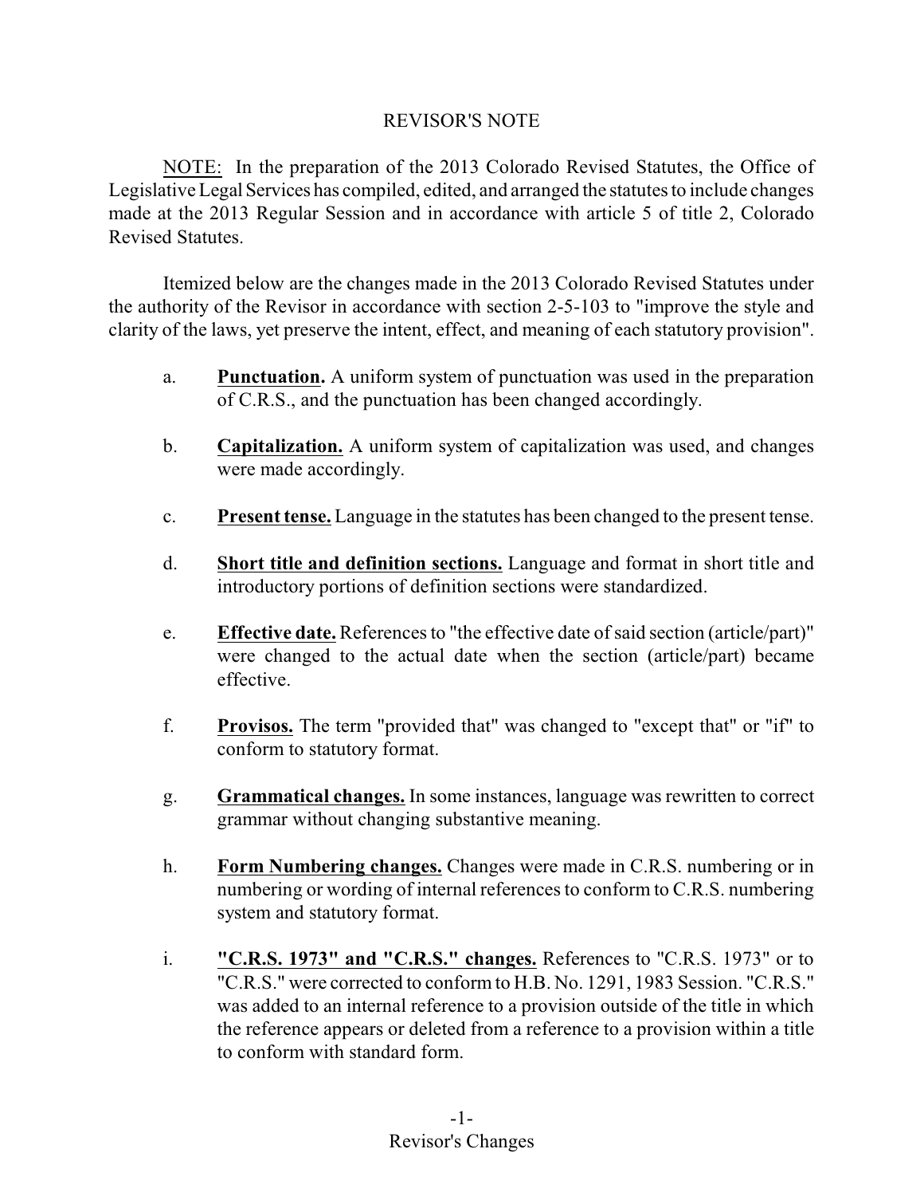# REVISOR'S NOTE

NOTE: In the preparation of the 2013 Colorado Revised Statutes, the Office of Legislative Legal Services has compiled, edited, and arranged the statutes to include changes made at the 2013 Regular Session and in accordance with article 5 of title 2, Colorado Revised Statutes.

Itemized below are the changes made in the 2013 Colorado Revised Statutes under the authority of the Revisor in accordance with section 2-5-103 to "improve the style and clarity of the laws, yet preserve the intent, effect, and meaning of each statutory provision".

a. **Punctuation.** A uniform system of punctuation was used in the preparation of C.R.S., and the punctuation has been changed accordingly.

b. **Capitalization.** A uniform system of capitalization was used, and changes were made accordingly.

c. **Present tense.** Language in the statutes has been changed to the present tense.

d. **Short title and definition sections.** Language and format in short title and introductory portions of definition sections were standardized.

e. **Effective date.** References to "the effective date of said section (article/part)" were changed to the actual date when the section (article/part) became effective.

f. **Provisos.** The term "provided that" was changed to "except that" or "if" to conform to statutory format.

g. **Grammatical changes.** In some instances, language was rewritten to correct grammar without changing substantive meaning.

h. **Form Numbering changes.** Changes were made in C.R.S. numbering or in numbering or wording of internal references to conform to C.R.S. numbering system and statutory format.

i. **"C.R.S. 1973" and "C.R.S." changes.** References to "C.R.S. 1973" or to "C.R.S." were corrected to conform to H.B. No. 1291, 1983 Session. "C.R.S." was added to an internal reference to a provision outside of the title in which the reference appears or deleted from a reference to a provision within a title to conform with standard form.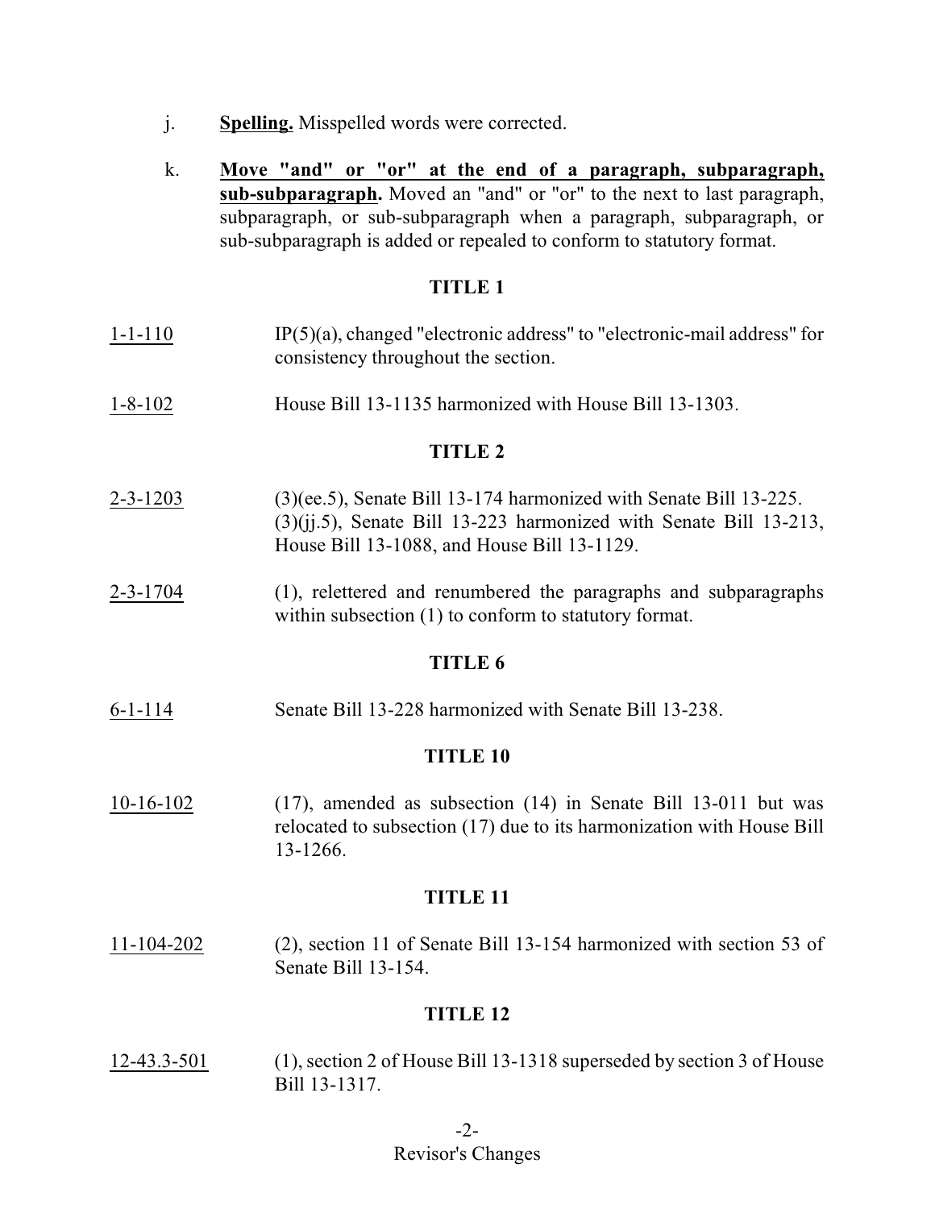j. **Spelling.** Misspelled words were corrected.

k. **Move "and" or "or" at the end of a paragraph, subparagraph, sub-subparagraph.** Moved an "and" or "or" to the next to last paragraph, subparagraph, or sub-subparagraph when a paragraph, subparagraph, or sub-subparagraph is added or repealed to conform to statutory format.

## TITLE 1

1-1-110 IP(5)(a), changed "electronic address" to "electronic-mail address" for consistency throughout the section.

1-8-102 House Bill 13-1135 harmonized with House Bill 13-1303.

## TITLE 2

2-3-1203 (3)(ee.5), Senate Bill 13-174 harmonized with Senate Bill 13-225. (3)(jj.5), Senate Bill 13-223 harmonized with Senate Bill 13-213, House Bill 13-1088, and House Bill 13-1129.

2-3-1704 (1), relettered and renumbered the paragraphs and subparagraphs within subsection (1) to conform to statutory format.

## TITLE 6

6-1-114 Senate Bill 13-228 harmonized with Senate Bill 13-238.

## TITLE 10

10-16-102 (17), amended as subsection (14) in Senate Bill 13-011 but was relocated to subsection (17) due to its harmonization with House Bill 13-1266.

## TITLE 11

11-104-202 (2), section 11 of Senate Bill 13-154 harmonized with section 53 of Senate Bill 13-154.

## TITLE 12

12-43.3-501 (1), section 2 of House Bill 13-1318 superseded by section 3 of House Bill 13-1317.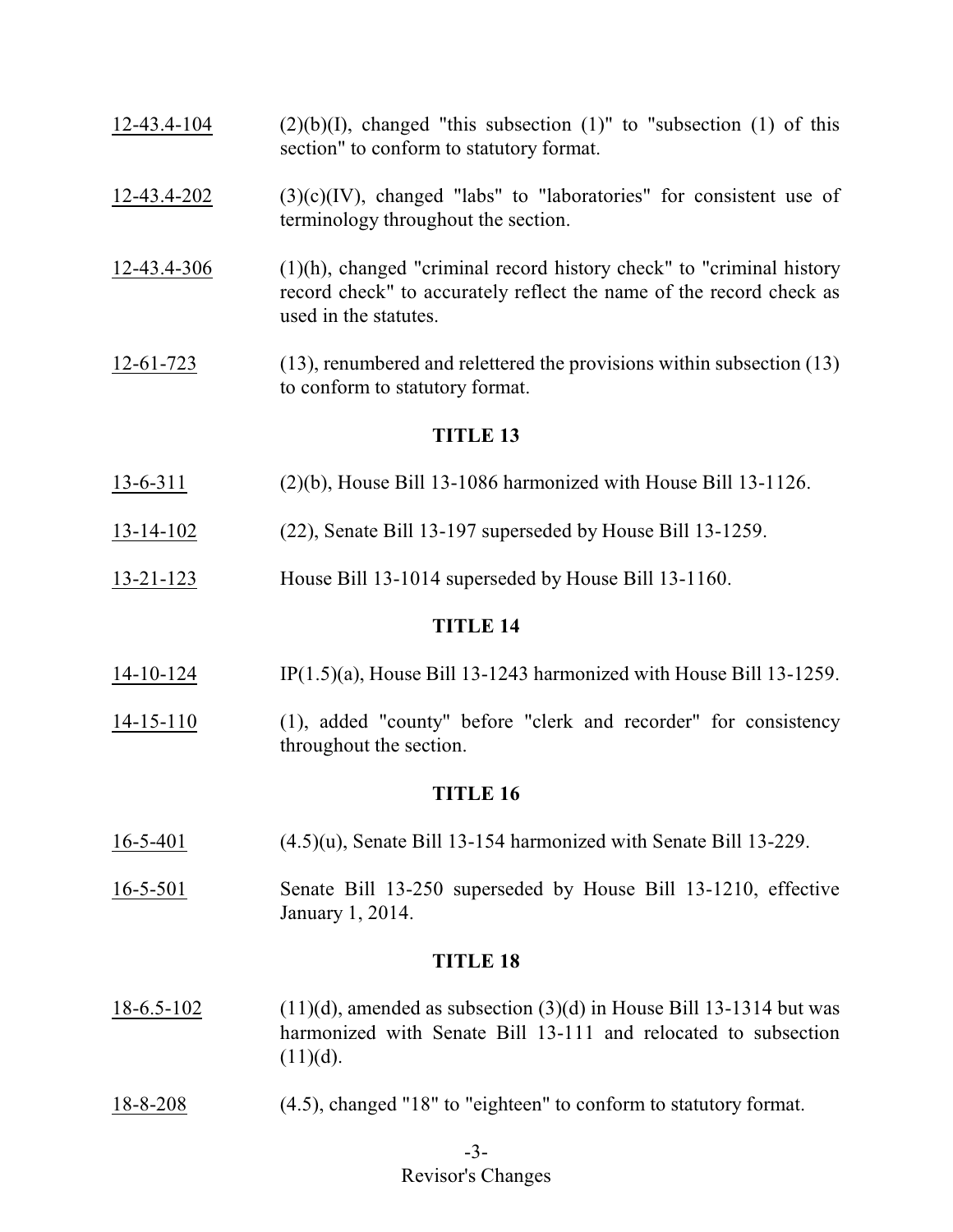12-43.4-104 (2)(b)(I), changed "this subsection (1)" to "subsection (1) of this section" to conform to statutory format.

12-43.4-202 (3)(c)(IV), changed "labs" to "laboratories" for consistent use of terminology throughout the section.

12-43.4-306 (1)(h), changed "criminal record history check" to "criminal history record check" to accurately reflect the name of the record check as used in the statutes.

12-61-723 (13), renumbered and relettered the provisions within subsection (13) to conform to statutory format.

## TITLE 13

13-6-311 (2)(b), House Bill 13-1086 harmonized with House Bill 13-1126.

13-14-102 (22), Senate Bill 13-197 superseded by House Bill 13-1259.

13-21-123 House Bill 13-1014 superseded by House Bill 13-1160.

## TITLE 14

14-10-124 IP(1.5)(a), House Bill 13-1243 harmonized with House Bill 13-1259.

14-15-110 (1), added "county" before "clerk and recorder" for consistency throughout the section.

## TITLE 16

16-5-401 (4.5)(u), Senate Bill 13-154 harmonized with Senate Bill 13-229.

16-5-501 Senate Bill 13-250 superseded by House Bill 13-1210, effective January 1, 2014.

## TITLE 18

18-6.5-102 (11)(d), amended as subsection (3)(d) in House Bill 13-1314 but was harmonized with Senate Bill 13-111 and relocated to subsection (11)(d).

18-8-208 (4.5), changed "18" to "eighteen" to conform to statutory format.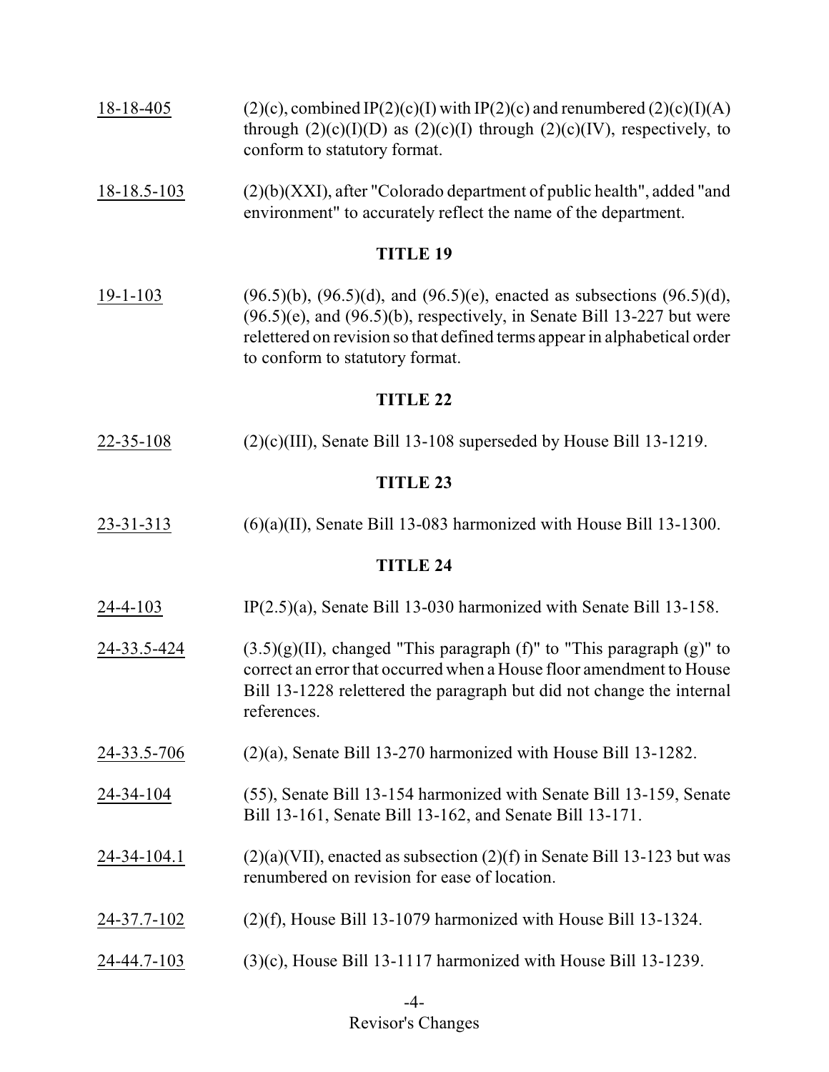<u>18-18-405</u> (2)(c), combined IP(2)(c)(I) with IP(2)(c) and renumbered (2)(c)(I)(A) through (2)(c)(I)(D) as (2)(c)(I) through (2)(c)(IV), respectively, to conform to statutory format.

<u>18-18.5-103</u> (2)(b)(XXI), after "Colorado department of public health", added "and environment" to accurately reflect the name of the department.

**TITLE 19**

<u>19-1-103</u> (96.5)(b), (96.5)(d), and (96.5)(e), enacted as subsections (96.5)(d), (96.5)(e), and (96.5)(b), respectively, in Senate Bill 13-227 but were relettered on revision so that defined terms appear in alphabetical order to conform to statutory format.

**TITLE 22**

<u>22-35-108</u> (2)(c)(III), Senate Bill 13-108 superseded by House Bill 13-1219.

**TITLE 23**

<u>23-31-313</u> (6)(a)(II), Senate Bill 13-083 harmonized with House Bill 13-1300.

**TITLE 24**

<u>24-4-103</u> IP(2.5)(a), Senate Bill 13-030 harmonized with Senate Bill 13-158.

<u>24-33.5-424</u> (3.5)(g)(II), changed "This paragraph (f)" to "This paragraph (g)" to correct an error that occurred when a House floor amendment to House Bill 13-1228 relettered the paragraph but did not change the internal references.

<u>24-33.5-706</u> (2)(a), Senate Bill 13-270 harmonized with House Bill 13-1282.

<u>24-34-104</u> (55), Senate Bill 13-154 harmonized with Senate Bill 13-159, Senate Bill 13-161, Senate Bill 13-162, and Senate Bill 13-171.

<u>24-34-104.1</u> (2)(a)(VII), enacted as subsection (2)(f) in Senate Bill 13-123 but was renumbered on revision for ease of location.

<u>24-37.7-102</u> (2)(f), House Bill 13-1079 harmonized with House Bill 13-1324.

<u>24-44.7-103</u> (3)(c), House Bill 13-1117 harmonized with House Bill 13-1239.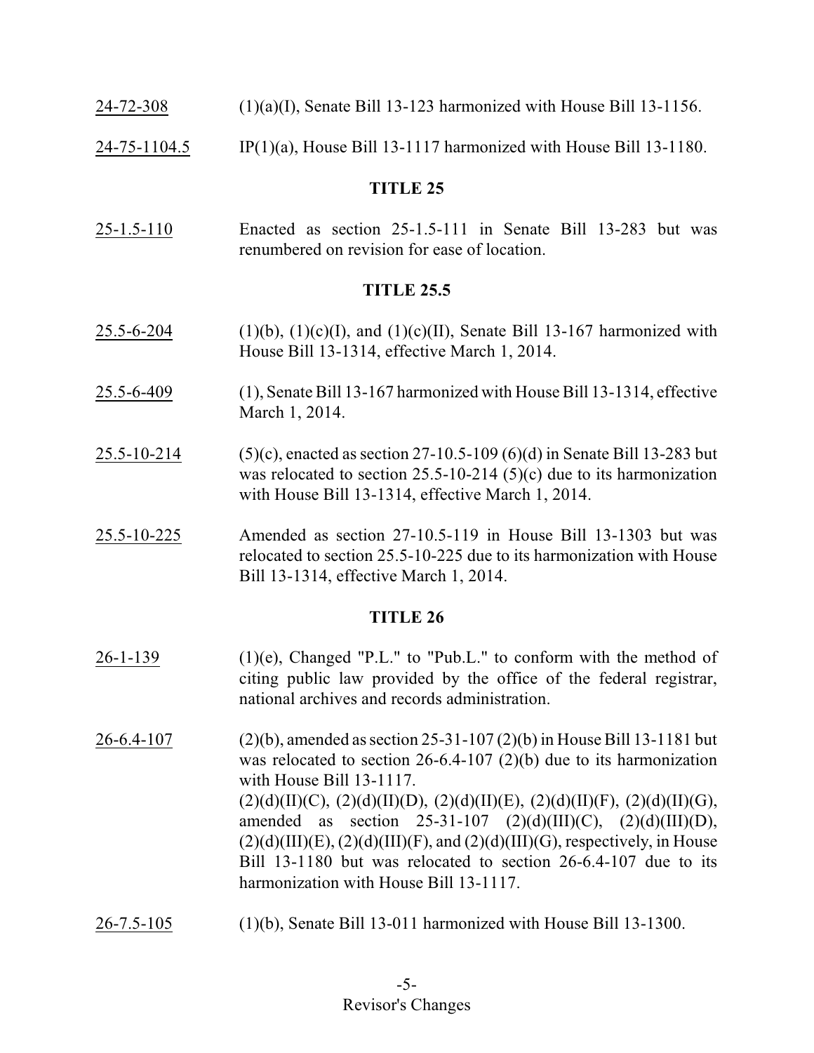24-72-308 (1)(a)(I), Senate Bill 13-123 harmonized with House Bill 13-1156.

24-75-1104.5 IP(1)(a), House Bill 13-1117 harmonized with House Bill 13-1180.

**TITLE 25**

25-1.5-110 Enacted as section 25-1.5-111 in Senate Bill 13-283 but was renumbered on revision for ease of location.

**TITLE 25.5**

25.5-6-204 (1)(b), (1)(c)(I), and (1)(c)(II), Senate Bill 13-167 harmonized with House Bill 13-1314, effective March 1, 2014.

25.5-6-409 (1), Senate Bill 13-167 harmonized with House Bill 13-1314, effective March 1, 2014.

25.5-10-214 (5)(c), enacted as section 27-10.5-109 (6)(d) in Senate Bill 13-283 but was relocated to section 25.5-10-214 (5)(c) due to its harmonization with House Bill 13-1314, effective March 1, 2014.

25.5-10-225 Amended as section 27-10.5-119 in House Bill 13-1303 but was relocated to section 25.5-10-225 due to its harmonization with House Bill 13-1314, effective March 1, 2014.

**TITLE 26**

26-1-139 (1)(e), Changed "P.L." to "Pub.L." to conform with the method of citing public law provided by the office of the federal registrar, national archives and records administration.

26-6.4-107 (2)(b), amended as section 25-31-107 (2)(b) in House Bill 13-1181 but was relocated to section 26-6.4-107 (2)(b) due to its harmonization with House Bill 13-1117.
(2)(d)(II)(C), (2)(d)(II)(D), (2)(d)(II)(E), (2)(d)(II)(F), (2)(d)(II)(G), amended as section 25-31-107 (2)(d)(III)(C), (2)(d)(III)(D), (2)(d)(III)(E), (2)(d)(III)(F), and (2)(d)(III)(G), respectively, in House Bill 13-1180 but was relocated to section 26-6.4-107 due to its harmonization with House Bill 13-1117.

26-7.5-105 (1)(b), Senate Bill 13-011 harmonized with House Bill 13-1300.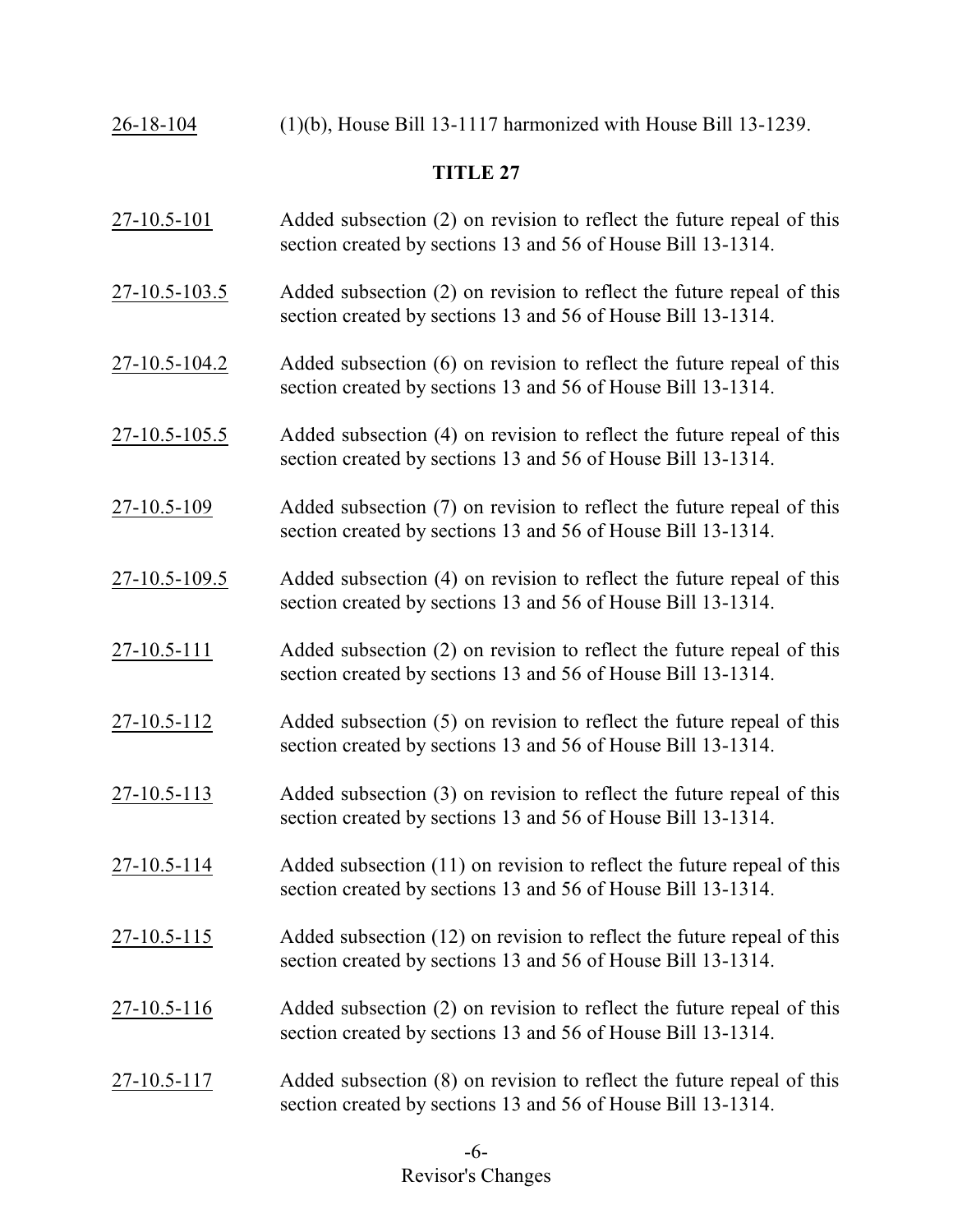26-18-104 (1)(b), House Bill 13-1117 harmonized with House Bill 13-1239.

## TITLE 27

27-10.5-101 Added subsection (2) on revision to reflect the future repeal of this section created by sections 13 and 56 of House Bill 13-1314.

27-10.5-103.5 Added subsection (2) on revision to reflect the future repeal of this section created by sections 13 and 56 of House Bill 13-1314.

27-10.5-104.2 Added subsection (6) on revision to reflect the future repeal of this section created by sections 13 and 56 of House Bill 13-1314.

27-10.5-105.5 Added subsection (4) on revision to reflect the future repeal of this section created by sections 13 and 56 of House Bill 13-1314.

27-10.5-109 Added subsection (7) on revision to reflect the future repeal of this section created by sections 13 and 56 of House Bill 13-1314.

27-10.5-109.5 Added subsection (4) on revision to reflect the future repeal of this section created by sections 13 and 56 of House Bill 13-1314.

27-10.5-111 Added subsection (2) on revision to reflect the future repeal of this section created by sections 13 and 56 of House Bill 13-1314.

27-10.5-112 Added subsection (5) on revision to reflect the future repeal of this section created by sections 13 and 56 of House Bill 13-1314.

27-10.5-113 Added subsection (3) on revision to reflect the future repeal of this section created by sections 13 and 56 of House Bill 13-1314.

27-10.5-114 Added subsection (11) on revision to reflect the future repeal of this section created by sections 13 and 56 of House Bill 13-1314.

27-10.5-115 Added subsection (12) on revision to reflect the future repeal of this section created by sections 13 and 56 of House Bill 13-1314.

27-10.5-116 Added subsection (2) on revision to reflect the future repeal of this section created by sections 13 and 56 of House Bill 13-1314.

27-10.5-117 Added subsection (8) on revision to reflect the future repeal of this section created by sections 13 and 56 of House Bill 13-1314.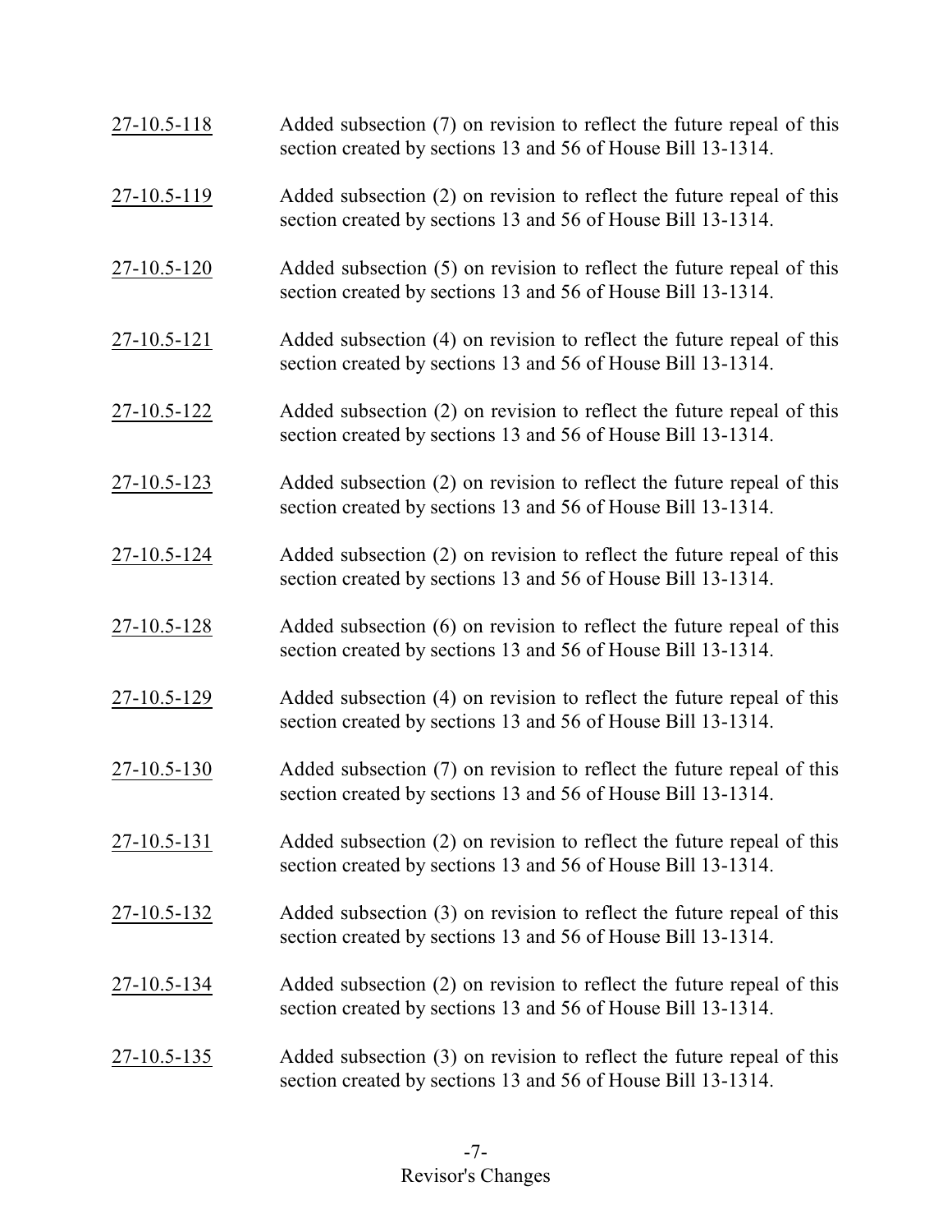| | |
|---|---|
| 27-10.5-118 | Added subsection (7) on revision to reflect the future repeal of this section created by sections 13 and 56 of House Bill 13-1314. |
| 27-10.5-119 | Added subsection (2) on revision to reflect the future repeal of this section created by sections 13 and 56 of House Bill 13-1314. |
| 27-10.5-120 | Added subsection (5) on revision to reflect the future repeal of this section created by sections 13 and 56 of House Bill 13-1314. |
| 27-10.5-121 | Added subsection (4) on revision to reflect the future repeal of this section created by sections 13 and 56 of House Bill 13-1314. |
| 27-10.5-122 | Added subsection (2) on revision to reflect the future repeal of this section created by sections 13 and 56 of House Bill 13-1314. |
| 27-10.5-123 | Added subsection (2) on revision to reflect the future repeal of this section created by sections 13 and 56 of House Bill 13-1314. |
| 27-10.5-124 | Added subsection (2) on revision to reflect the future repeal of this section created by sections 13 and 56 of House Bill 13-1314. |
| 27-10.5-128 | Added subsection (6) on revision to reflect the future repeal of this section created by sections 13 and 56 of House Bill 13-1314. |
| 27-10.5-129 | Added subsection (4) on revision to reflect the future repeal of this section created by sections 13 and 56 of House Bill 13-1314. |
| 27-10.5-130 | Added subsection (7) on revision to reflect the future repeal of this section created by sections 13 and 56 of House Bill 13-1314. |
| 27-10.5-131 | Added subsection (2) on revision to reflect the future repeal of this section created by sections 13 and 56 of House Bill 13-1314. |
| 27-10.5-132 | Added subsection (3) on revision to reflect the future repeal of this section created by sections 13 and 56 of House Bill 13-1314. |
| 27-10.5-134 | Added subsection (2) on revision to reflect the future repeal of this section created by sections 13 and 56 of House Bill 13-1314. |
| 27-10.5-135 | Added subsection (3) on revision to reflect the future repeal of this section created by sections 13 and 56 of House Bill 13-1314. |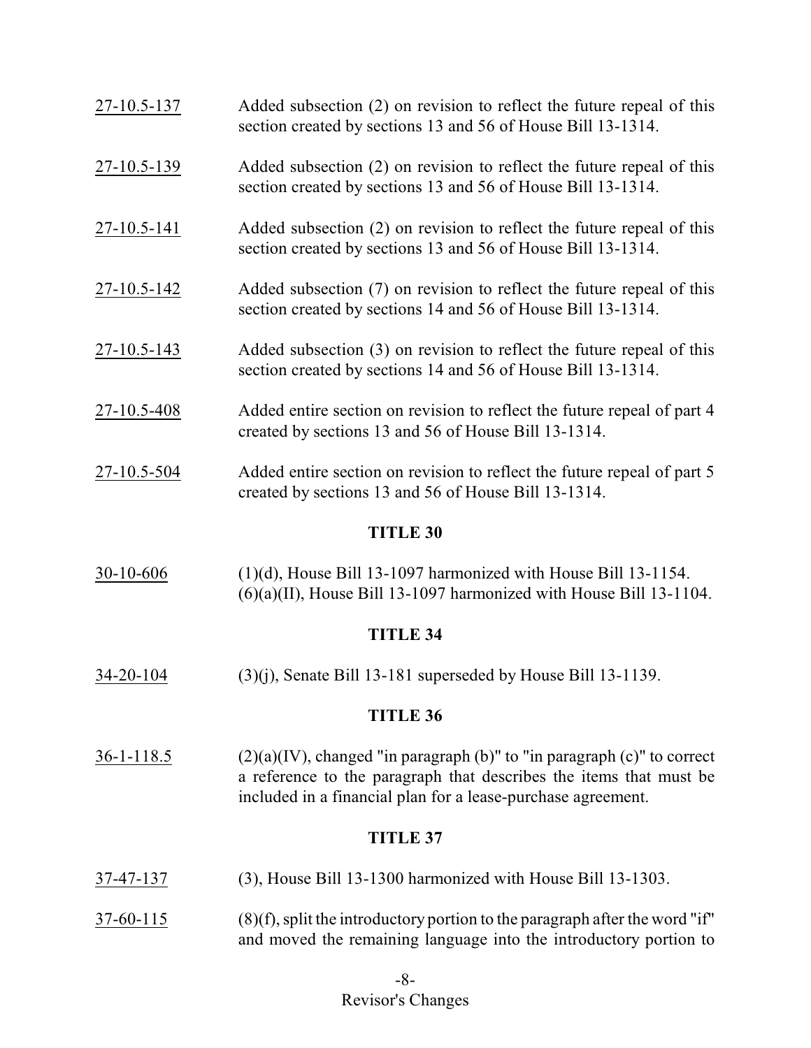| | |
|---|---|
| 27-10.5-137 | Added subsection (2) on revision to reflect the future repeal of this section created by sections 13 and 56 of House Bill 13-1314. |
| 27-10.5-139 | Added subsection (2) on revision to reflect the future repeal of this section created by sections 13 and 56 of House Bill 13-1314. |
| 27-10.5-141 | Added subsection (2) on revision to reflect the future repeal of this section created by sections 13 and 56 of House Bill 13-1314. |
| 27-10.5-142 | Added subsection (7) on revision to reflect the future repeal of this section created by sections 14 and 56 of House Bill 13-1314. |
| 27-10.5-143 | Added subsection (3) on revision to reflect the future repeal of this section created by sections 14 and 56 of House Bill 13-1314. |
| 27-10.5-408 | Added entire section on revision to reflect the future repeal of part 4 created by sections 13 and 56 of House Bill 13-1314. |
| 27-10.5-504 | Added entire section on revision to reflect the future repeal of part 5 created by sections 13 and 56 of House Bill 13-1314. |

## TITLE 30

| | |
|---|---|
| 30-10-606 | (1)(d), House Bill 13-1097 harmonized with House Bill 13-1154. (6)(a)(II), House Bill 13-1097 harmonized with House Bill 13-1104. |

## TITLE 34

| | |
|---|---|
| 34-20-104 | (3)(j), Senate Bill 13-181 superseded by House Bill 13-1139. |

## TITLE 36

| | |
|---|---|
| 36-1-118.5 | (2)(a)(IV), changed "in paragraph (b)" to "in paragraph (c)" to correct a reference to the paragraph that describes the items that must be included in a financial plan for a lease-purchase agreement. |

## TITLE 37

| | |
|---|---|
| 37-47-137 | (3), House Bill 13-1300 harmonized with House Bill 13-1303. |
| 37-60-115 | (8)(f), split the introductory portion to the paragraph after the word "if" and moved the remaining language into the introductory portion to |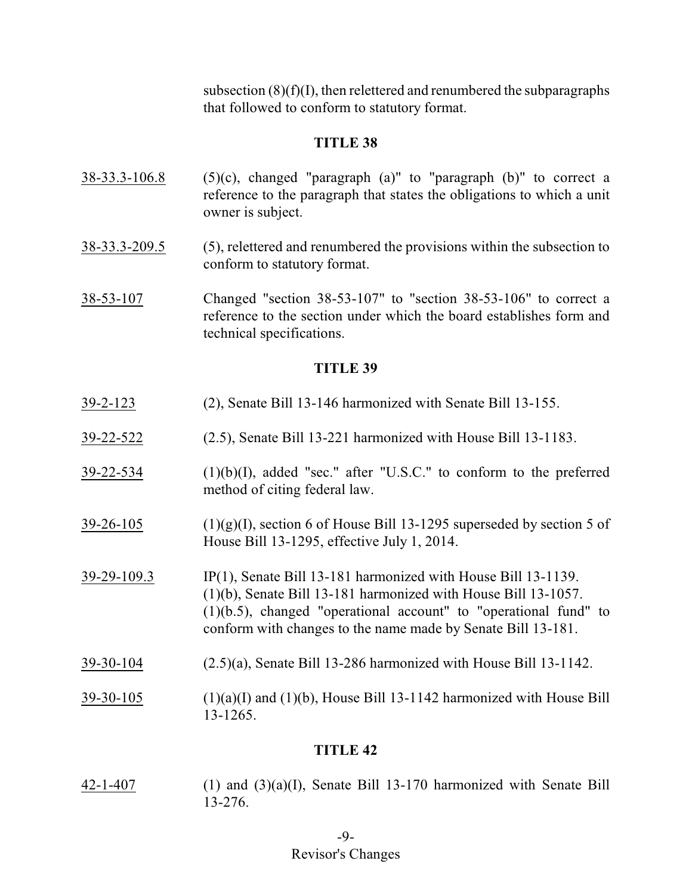subsection (8)(f)(I), then relettered and renumbered the subparagraphs that followed to conform to statutory format.

## TITLE 38

38-33.3-106.8 (5)(c), changed "paragraph (a)" to "paragraph (b)" to correct a reference to the paragraph that states the obligations to which a unit owner is subject.

38-33.3-209.5 (5), relettered and renumbered the provisions within the subsection to conform to statutory format.

38-53-107 Changed "section 38-53-107" to "section 38-53-106" to correct a reference to the section under which the board establishes form and technical specifications.

## TITLE 39

39-2-123 (2), Senate Bill 13-146 harmonized with Senate Bill 13-155.

39-22-522 (2.5), Senate Bill 13-221 harmonized with House Bill 13-1183.

39-22-534 (1)(b)(I), added "sec." after "U.S.C." to conform to the preferred method of citing federal law.

39-26-105 (1)(g)(I), section 6 of House Bill 13-1295 superseded by section 5 of House Bill 13-1295, effective July 1, 2014.

39-29-109.3 IP(1), Senate Bill 13-181 harmonized with House Bill 13-1139.
(1)(b), Senate Bill 13-181 harmonized with House Bill 13-1057.
(1)(b.5), changed "operational account" to "operational fund" to conform with changes to the name made by Senate Bill 13-181.

39-30-104 (2.5)(a), Senate Bill 13-286 harmonized with House Bill 13-1142.

39-30-105 (1)(a)(I) and (1)(b), House Bill 13-1142 harmonized with House Bill 13-1265.

## TITLE 42

42-1-407 (1) and (3)(a)(I), Senate Bill 13-170 harmonized with Senate Bill 13-276.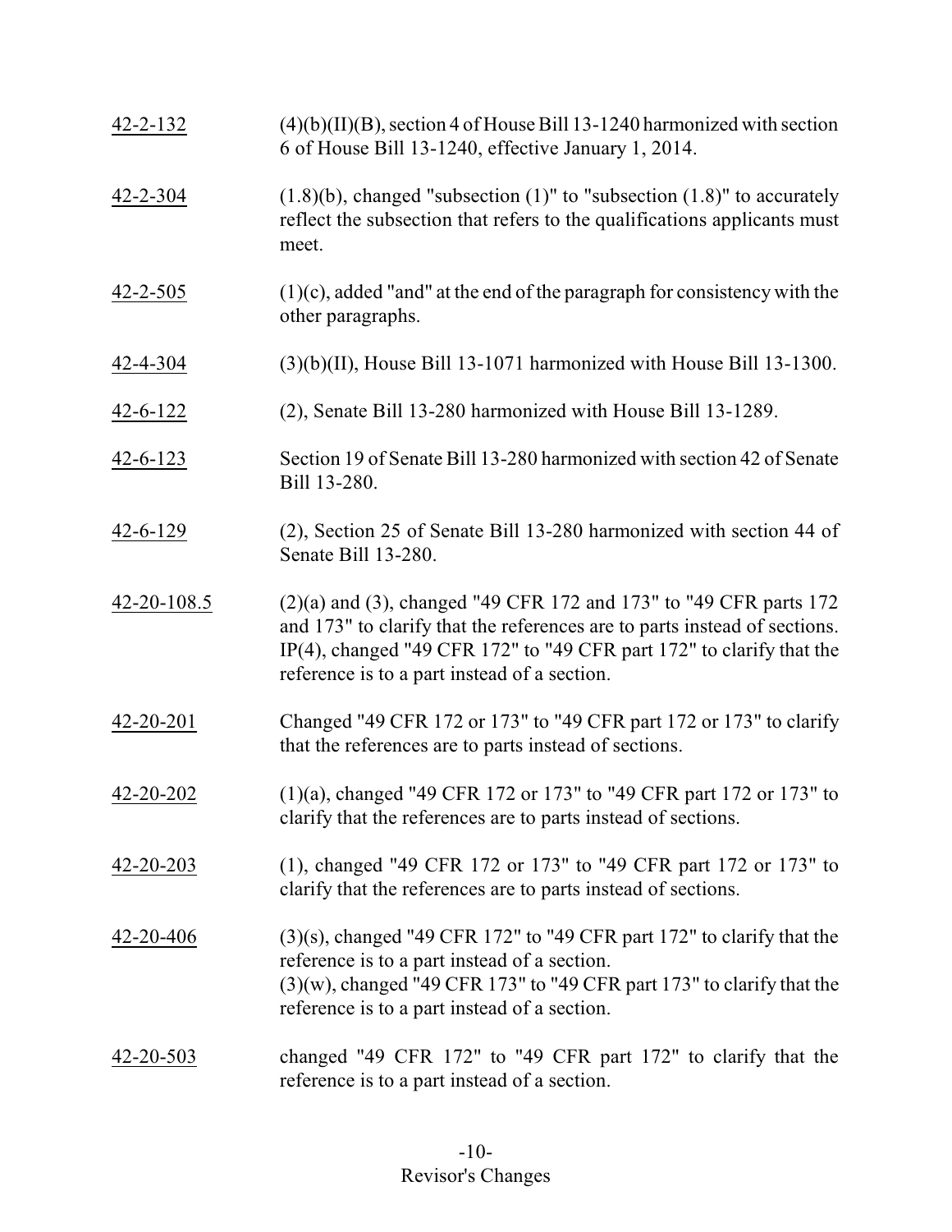| | |
|---|---|
| 42-2-132 | (4)(b)(II)(B), section 4 of House Bill 13-1240 harmonized with section 6 of House Bill 13-1240, effective January 1, 2014. |
| 42-2-304 | (1.8)(b), changed "subsection (1)" to "subsection (1.8)" to accurately reflect the subsection that refers to the qualifications applicants must meet. |
| 42-2-505 | (1)(c), added "and" at the end of the paragraph for consistency with the other paragraphs. |
| 42-4-304 | (3)(b)(II), House Bill 13-1071 harmonized with House Bill 13-1300. |
| 42-6-122 | (2), Senate Bill 13-280 harmonized with House Bill 13-1289. |
| 42-6-123 | Section 19 of Senate Bill 13-280 harmonized with section 42 of Senate Bill 13-280. |
| 42-6-129 | (2), Section 25 of Senate Bill 13-280 harmonized with section 44 of Senate Bill 13-280. |
| 42-20-108.5 | (2)(a) and (3), changed "49 CFR 172 and 173" to "49 CFR parts 172 and 173" to clarify that the references are to parts instead of sections. IP(4), changed "49 CFR 172" to "49 CFR part 172" to clarify that the reference is to a part instead of a section. |
| 42-20-201 | Changed "49 CFR 172 or 173" to "49 CFR part 172 or 173" to clarify that the references are to parts instead of sections. |
| 42-20-202 | (1)(a), changed "49 CFR 172 or 173" to "49 CFR part 172 or 173" to clarify that the references are to parts instead of sections. |
| 42-20-203 | (1), changed "49 CFR 172 or 173" to "49 CFR part 172 or 173" to clarify that the references are to parts instead of sections. |
| 42-20-406 | (3)(s), changed "49 CFR 172" to "49 CFR part 172" to clarify that the reference is to a part instead of a section. (3)(w), changed "49 CFR 173" to "49 CFR part 173" to clarify that the reference is to a part instead of a section. |
| 42-20-503 | changed "49 CFR 172" to "49 CFR part 172" to clarify that the reference is to a part instead of a section. |